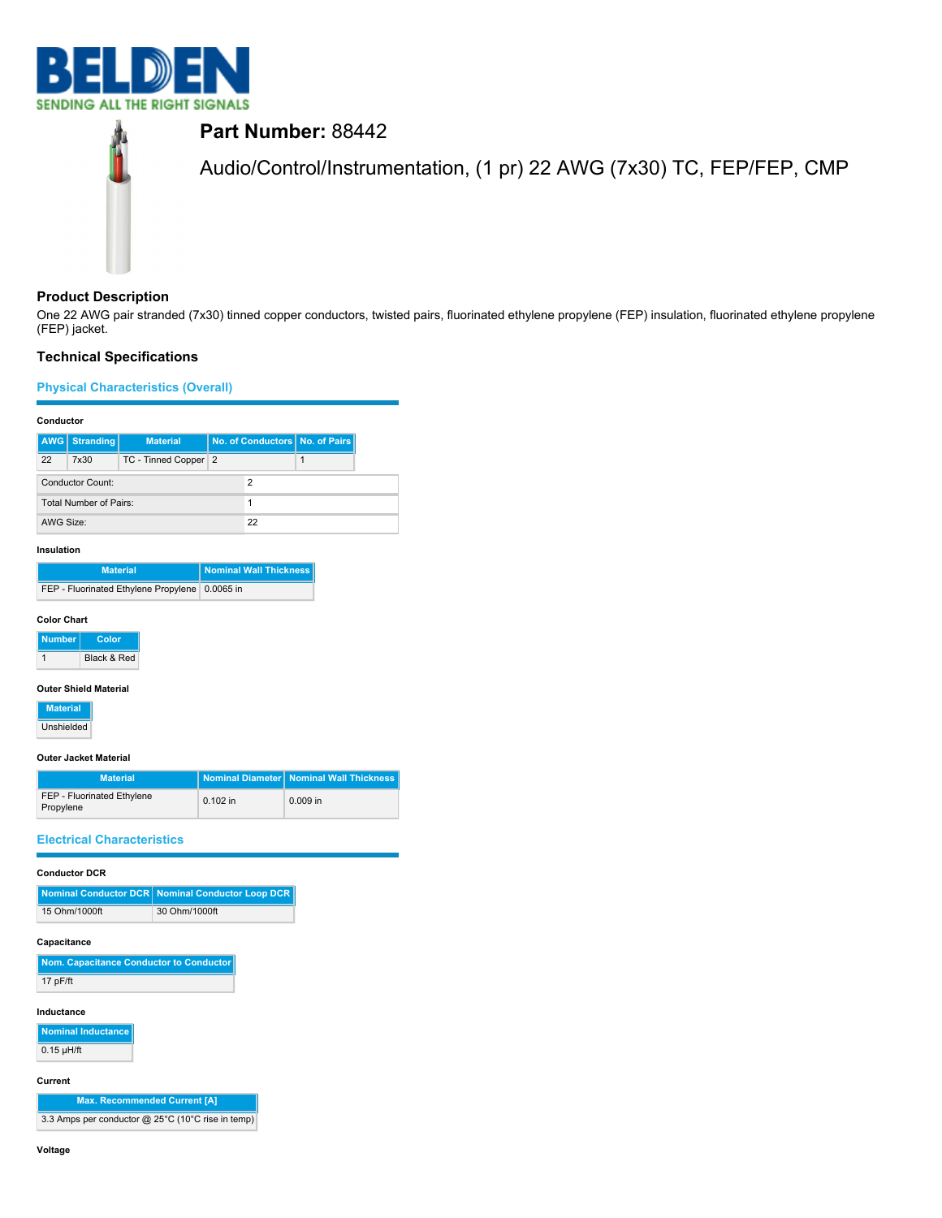# BELDEN

SENDING ALL THE RIGHT SIGNALS

## Part Number: 88442

Audio/Control/Instrumentation, (1 pr) 22 AWG (7x30) TC, FEP/FEP, CMP

### Product Description

One 22 AWG pair stranded (7x30) tinned copper conductors, twisted pairs, fluorinated ethylene propylene (FEP) insulation, fluorinated ethylene propylene (FEP) jacket.

### Technical Specifications

#### Physical Characteristics (Overall)

**Conductor**

| AWG | Stranding | Material | No. of Conductors | No. of Pairs |
|---|---|---|---|---|
| 22 | 7x30 | TC - Tinned Copper | 2 | 1 |

| | |
|---|---|
| Conductor Count: | 2 |
| Total Number of Pairs: | 1 |
| AWG Size: | 22 |

**Insulation**

| Material | Nominal Wall Thickness |
|---|---|
| FEP - Fluorinated Ethylene Propylene | 0.0065 in |

**Color Chart**

| Number | Color |
|---|---|
| 1 | Black & Red |

**Outer Shield Material**

| Material |
|---|
| Unshielded |

**Outer Jacket Material**

| Material | Nominal Diameter | Nominal Wall Thickness |
|---|---|---|
| FEP - Fluorinated Ethylene Propylene | 0.102 in | 0.009 in |

#### Electrical Characteristics

**Conductor DCR**

| Nominal Conductor DCR | Nominal Conductor Loop DCR |
|---|---|
| 15 Ohm/1000ft | 30 Ohm/1000ft |

**Capacitance**

| Nom. Capacitance Conductor to Conductor |
|---|
| 17 pF/ft |

**Inductance**

| Nominal Inductance |
|---|
| 0.15 µH/ft |

**Current**

| Max. Recommended Current [A] |
|---|
| 3.3 Amps per conductor @ 25°C (10°C rise in temp) |

**Voltage**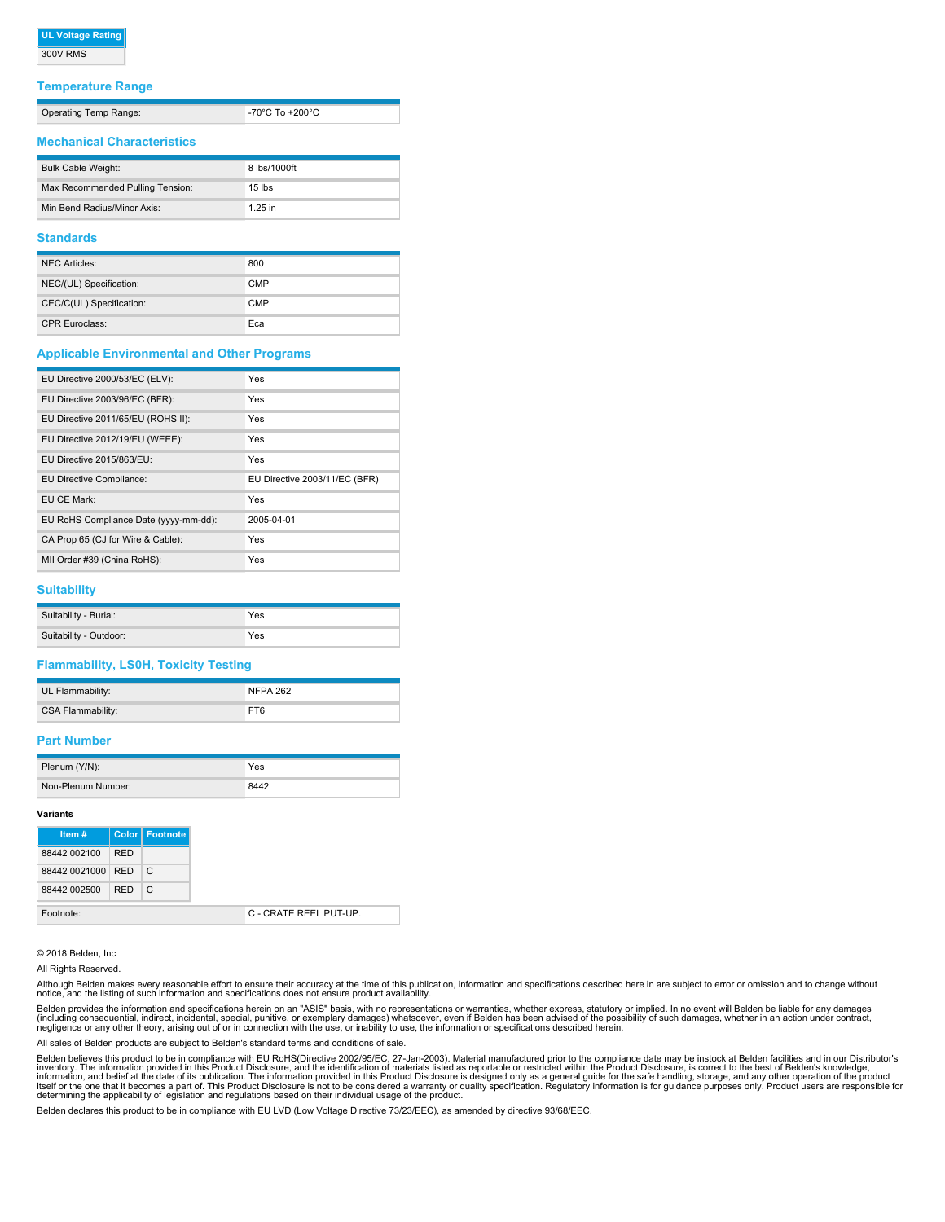| UL Voltage Rating |
| --- |
| 300V RMS |

## Temperature Range

| | |
| --- | --- |
| Operating Temp Range: | -70°C To +200°C |

## Mechanical Characteristics

| | |
| --- | --- |
| Bulk Cable Weight: | 8 lbs/1000ft |
| Max Recommended Pulling Tension: | 15 lbs |
| Min Bend Radius/Minor Axis: | 1.25 in |

## Standards

| | |
| --- | --- |
| NEC Articles: | 800 |
| NEC/(UL) Specification: | CMP |
| CEC/C(UL) Specification: | CMP |
| CPR Euroclass: | Eca |

## Applicable Environmental and Other Programs

| | |
| --- | --- |
| EU Directive 2000/53/EC (ELV): | Yes |
| EU Directive 2003/96/EC (BFR): | Yes |
| EU Directive 2011/65/EU (ROHS II): | Yes |
| EU Directive 2012/19/EU (WEEE): | Yes |
| EU Directive 2015/863/EU: | Yes |
| EU Directive Compliance: | EU Directive 2003/11/EC (BFR) |
| EU CE Mark: | Yes |
| EU RoHS Compliance Date (yyyy-mm-dd): | 2005-04-01 |
| CA Prop 65 (CJ for Wire & Cable): | Yes |
| MII Order #39 (China RoHS): | Yes |

## Suitability

| | |
| --- | --- |
| Suitability - Burial: | Yes |
| Suitability - Outdoor: | Yes |

## Flammability, LS0H, Toxicity Testing

| | |
| --- | --- |
| UL Flammability: | NFPA 262 |
| CSA Flammability: | FT6 |

## Part Number

| | |
| --- | --- |
| Plenum (Y/N): | Yes |
| Non-Plenum Number: | 8442 |

**Variants**

| Item # | Color | Footnote |
| --- | --- | --- |
| 88442 002100 | RED | |
| 88442 0021000 | RED | C |
| 88442 002500 | RED | C |

| | |
| --- | --- |
| Footnote: | C - CRATE REEL PUT-UP. |

© 2018 Belden, Inc

All Rights Reserved.

Although Belden makes every reasonable effort to ensure their accuracy at the time of this publication, information and specifications described here in are subject to error or omission and to change without notice, and the listing of such information and specifications does not ensure product availability.

Belden provides the information and specifications herein on an "ASIS" basis, with no representations or warranties, whether express, statutory or implied. In no event will Belden be liable for any damages (including consequential, indirect, incidental, special, punitive, or exemplary damages) whatsoever, even if Belden has been advised of the possibility of such damages, whether in an action under contract, negligence or any other theory, arising out of or in connection with the use, or inability to use, the information or specifications described herein.

All sales of Belden products are subject to Belden's standard terms and conditions of sale.

Belden believes this product to be in compliance with EU RoHS(Directive 2002/95/EC, 27-Jan-2003). Material manufactured prior to the compliance date may be instock at Belden facilities and in our Distributor's inventory. The information provided in this Product Disclosure, and the identification of materials listed as reportable or restricted within the Product Disclosure, is correct to the best of Belden's knowledge, information, and belief at the date of its publication. The information provided in this Product Disclosure is designed only as a general guide for the safe handling, storage, and any other operation of the product itself or the one that it becomes a part of. This Product Disclosure is not to be considered a warranty or quality specification. Regulatory information is for guidance purposes only. Product users are responsible for determining the applicability of legislation and regulations based on their individual usage of the product.

Belden declares this product to be in compliance with EU LVD (Low Voltage Directive 73/23/EEC), as amended by directive 93/68/EEC.